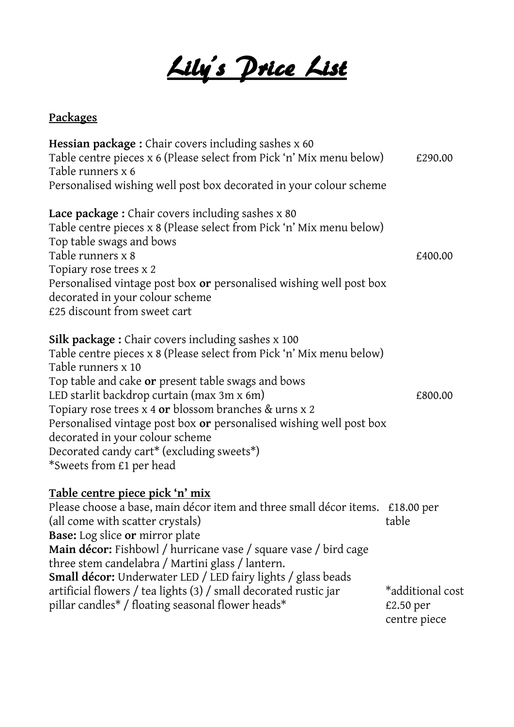// Lily's Price List

# Lily's Price List

## Packages

**Hessian package :** Chair covers including sashes x 60
Table centre pieces x 6 (Please select from Pick 'n' Mix menu below) £290.00
Table runners x 6
Personalised wishing well post box decorated in your colour scheme

**Lace package :** Chair covers including sashes x 80
Table centre pieces x 8 (Please select from Pick 'n' Mix menu below)
Top table swags and bows
Table runners x 8 £400.00
Topiary rose trees x 2
Personalised vintage post box **or** personalised wishing well post box decorated in your colour scheme
£25 discount from sweet cart

**Silk package :** Chair covers including sashes x 100
Table centre pieces x 8 (Please select from Pick 'n' Mix menu below)
Table runners x 10
Top table and cake **or** present table swags and bows
LED starlit backdrop curtain (max 3m x 6m) £800.00
Topiary rose trees x 4 **or** blossom branches & urns x 2
Personalised vintage post box **or** personalised wishing well post box decorated in your colour scheme
Decorated candy cart* (excluding sweets*)
*Sweets from £1 per head

## Table centre piece pick 'n' mix

Please choose a base, main décor item and three small décor items. £18.00 per table
(all come with scatter crystals)
**Base:** Log slice **or** mirror plate
**Main décor:** Fishbowl / hurricane vase / square vase / bird cage three stem candelabra / Martini glass / lantern.
**Small décor:** Underwater LED / LED fairy lights / glass beads artificial flowers / tea lights (3) / small decorated rustic jar pillar candles* / floating seasonal flower heads*

*additional cost £2.50 per centre piece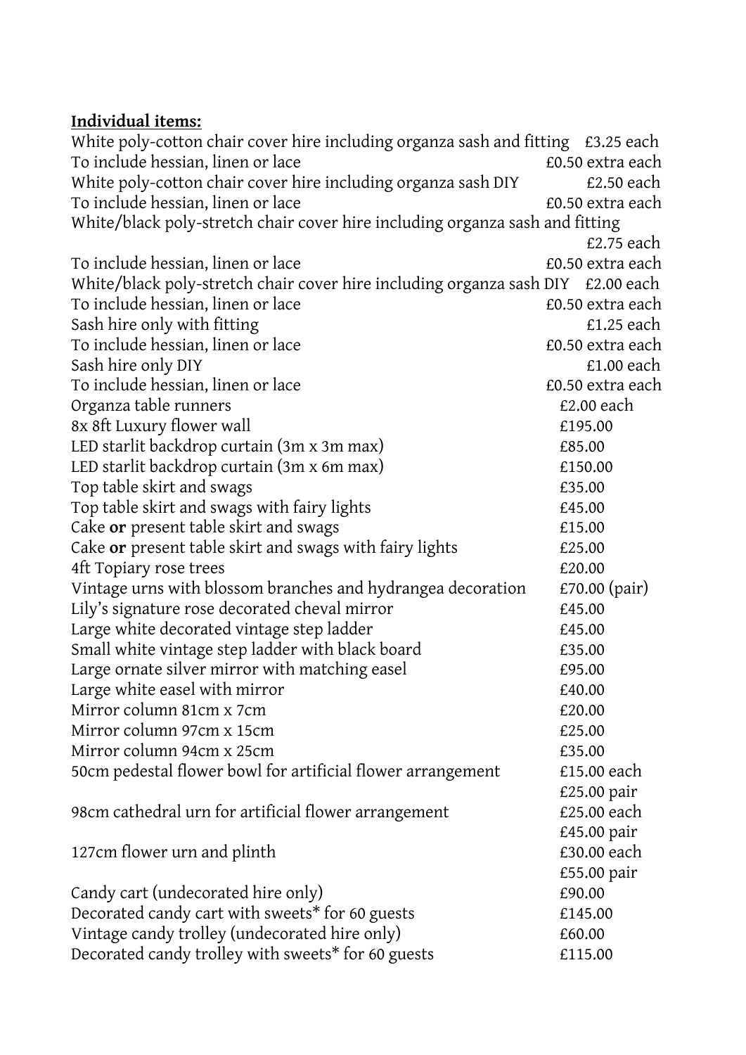**Individual items:**

| Item | Price |
|---|---|
| White poly-cotton chair cover hire including organza sash and fitting | £3.25 each |
| To include hessian, linen or lace | £0.50 extra each |
| White poly-cotton chair cover hire including organza sash DIY | £2.50 each |
| To include hessian, linen or lace | £0.50 extra each |
| White/black poly-stretch chair cover hire including organza sash and fitting | £2.75 each |
| To include hessian, linen or lace | £0.50 extra each |
| White/black poly-stretch chair cover hire including organza sash DIY | £2.00 each |
| To include hessian, linen or lace | £0.50 extra each |
| Sash hire only with fitting | £1.25 each |
| To include hessian, linen or lace | £0.50 extra each |
| Sash hire only DIY | £1.00 each |
| To include hessian, linen or lace | £0.50 extra each |
| Organza table runners | £2.00 each |
| 8x 8ft Luxury flower wall | £195.00 |
| LED starlit backdrop curtain (3m x 3m max) | £85.00 |
| LED starlit backdrop curtain (3m x 6m max) | £150.00 |
| Top table skirt and swags | £35.00 |
| Top table skirt and swags with fairy lights | £45.00 |
| Cake **or** present table skirt and swags | £15.00 |
| Cake **or** present table skirt and swags with fairy lights | £25.00 |
| 4ft Topiary rose trees | £20.00 |
| Vintage urns with blossom branches and hydrangea decoration | £70.00 (pair) |
| Lily's signature rose decorated cheval mirror | £45.00 |
| Large white decorated vintage step ladder | £45.00 |
| Small white vintage step ladder with black board | £35.00 |
| Large ornate silver mirror with matching easel | £95.00 |
| Large white easel with mirror | £40.00 |
| Mirror column 81cm x 7cm | £20.00 |
| Mirror column 97cm x 15cm | £25.00 |
| Mirror column 94cm x 25cm | £35.00 |
| 50cm pedestal flower bowl for artificial flower arrangement | £15.00 each<br>£25.00 pair |
| 98cm cathedral urn for artificial flower arrangement | £25.00 each<br>£45.00 pair |
| 127cm flower urn and plinth | £30.00 each<br>£55.00 pair |
| Candy cart (undecorated hire only) | £90.00 |
| Decorated candy cart with sweets* for 60 guests | £145.00 |
| Vintage candy trolley (undecorated hire only) | £60.00 |
| Decorated candy trolley with sweets* for 60 guests | £115.00 |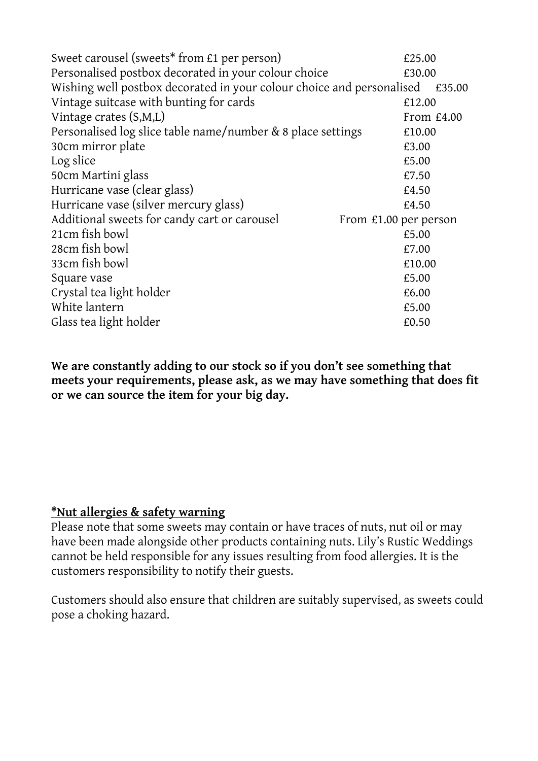| | |
|---|---|
| Sweet carousel (sweets* from £1 per person) | £25.00 |
| Personalised postbox decorated in your colour choice | £30.00 |
| Wishing well postbox decorated in your colour choice and personalised | £35.00 |
| Vintage suitcase with bunting for cards | £12.00 |
| Vintage crates (S,M,L) | From £4.00 |
| Personalised log slice table name/number & 8 place settings | £10.00 |
| 30cm mirror plate | £3.00 |
| Log slice | £5.00 |
| 50cm Martini glass | £7.50 |
| Hurricane vase (clear glass) | £4.50 |
| Hurricane vase (silver mercury glass) | £4.50 |
| Additional sweets for candy cart or carousel | From £1.00 per person |
| 21cm fish bowl | £5.00 |
| 28cm fish bowl | £7.00 |
| 33cm fish bowl | £10.00 |
| Square vase | £5.00 |
| Crystal tea light holder | £6.00 |
| White lantern | £5.00 |
| Glass tea light holder | £0.50 |

**We are constantly adding to our stock so if you don't see something that meets your requirements, please ask, as we may have something that does fit or we can source the item for your big day.**

**\*Nut allergies & safety warning**

Please note that some sweets may contain or have traces of nuts, nut oil or may have been made alongside other products containing nuts. Lily's Rustic Weddings cannot be held responsible for any issues resulting from food allergies. It is the customers responsibility to notify their guests.

Customers should also ensure that children are suitably supervised, as sweets could pose a choking hazard.